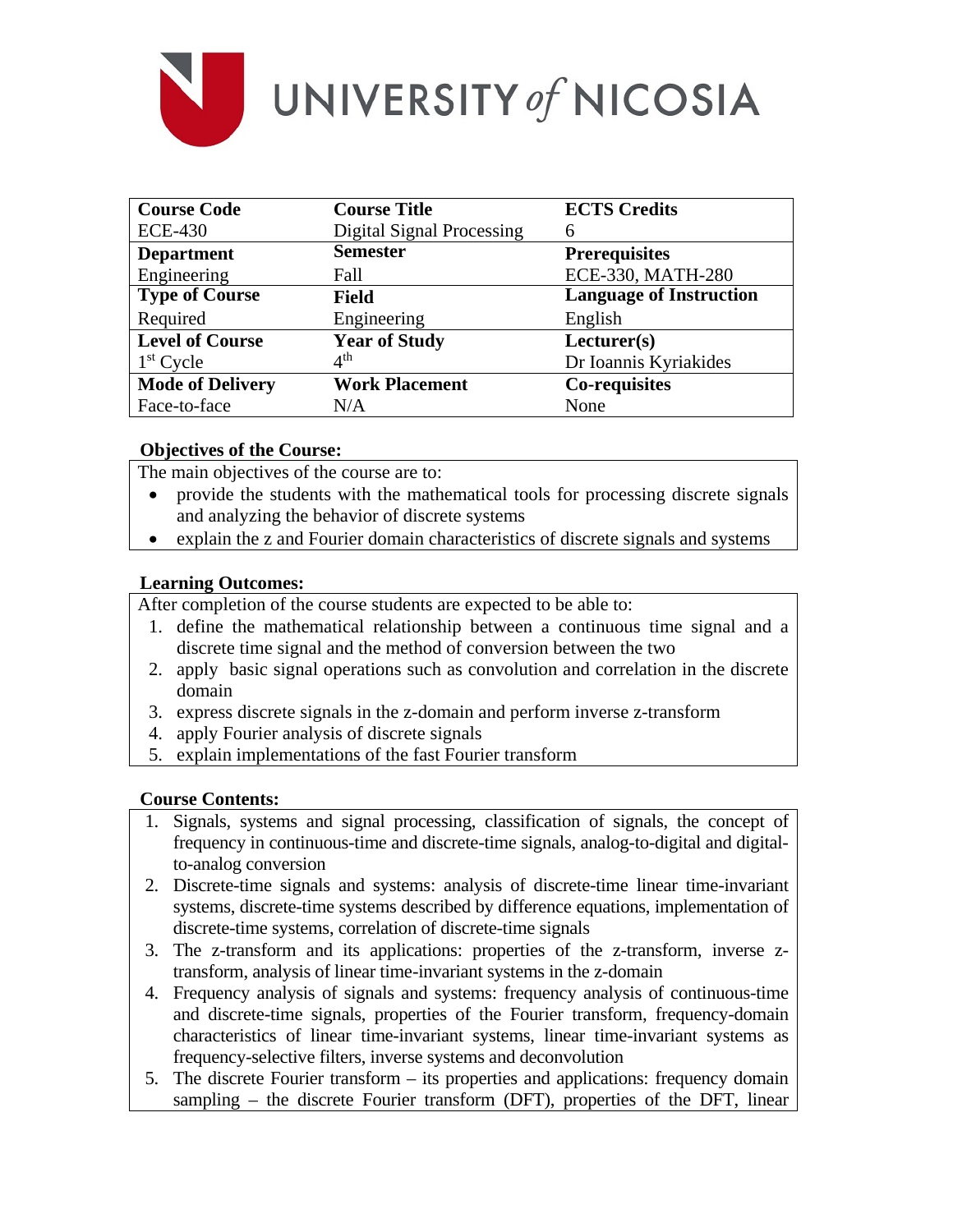# UNIVERSITY of NICOSIA

| Course Code | Course Title | ECTS Credits |
| --- | --- | --- |
| ECE-430 | Digital Signal Processing | 6 |
| **Department** | **Semester** | **Prerequisites** |
| Engineering | Fall | ECE-330, MATH-280 |
| **Type of Course** | **Field** | **Language of Instruction** |
| Required | Engineering | English |
| **Level of Course** | **Year of Study** | **Lecturer(s)** |
| 1st Cycle | 4th | Dr Ioannis Kyriakides |
| **Mode of Delivery** | **Work Placement** | **Co-requisites** |
| Face-to-face | N/A | None |

**Objectives of the Course:**

The main objectives of the course are to:

- provide the students with the mathematical tools for processing discrete signals and analyzing the behavior of discrete systems
- explain the z and Fourier domain characteristics of discrete signals and systems

**Learning Outcomes:**

After completion of the course students are expected to be able to:

1. define the mathematical relationship between a continuous time signal and a discrete time signal and the method of conversion between the two
2. apply basic signal operations such as convolution and correlation in the discrete domain
3. express discrete signals in the z-domain and perform inverse z-transform
4. apply Fourier analysis of discrete signals
5. explain implementations of the fast Fourier transform

**Course Contents:**

1. Signals, systems and signal processing, classification of signals, the concept of frequency in continuous-time and discrete-time signals, analog-to-digital and digital-to-analog conversion
2. Discrete-time signals and systems: analysis of discrete-time linear time-invariant systems, discrete-time systems described by difference equations, implementation of discrete-time systems, correlation of discrete-time signals
3. The z-transform and its applications: properties of the z-transform, inverse z-transform, analysis of linear time-invariant systems in the z-domain
4. Frequency analysis of signals and systems: frequency analysis of continuous-time and discrete-time signals, properties of the Fourier transform, frequency-domain characteristics of linear time-invariant systems, linear time-invariant systems as frequency-selective filters, inverse systems and deconvolution
5. The discrete Fourier transform – its properties and applications: frequency domain sampling – the discrete Fourier transform (DFT), properties of the DFT, linear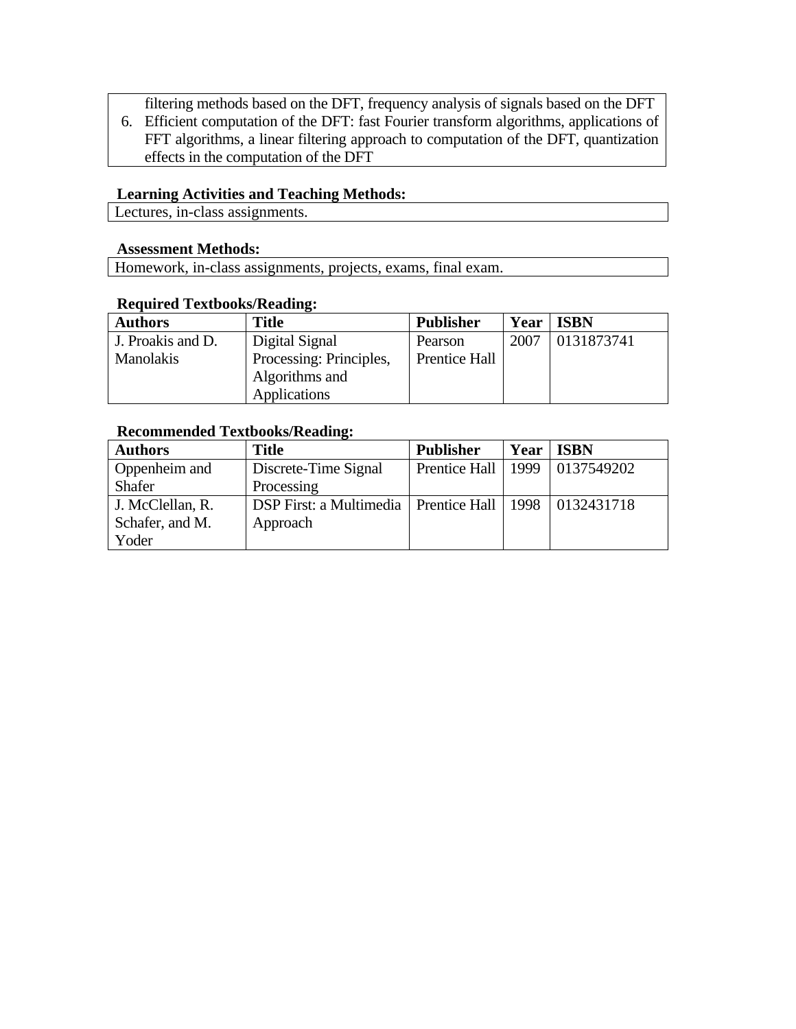filtering methods based on the DFT, frequency analysis of signals based on the DFT

6. Efficient computation of the DFT: fast Fourier transform algorithms, applications of FFT algorithms, a linear filtering approach to computation of the DFT, quantization effects in the computation of the DFT

**Learning Activities and Teaching Methods:**

Lectures, in-class assignments.

**Assessment Methods:**

Homework, in-class assignments, projects, exams, final exam.

**Required Textbooks/Reading:**

| Authors | Title | Publisher | Year | ISBN |
|---|---|---|---|---|
| J. Proakis and D. Manolakis | Digital Signal Processing: Principles, Algorithms and Applications | Pearson Prentice Hall | 2007 | 0131873741 |

**Recommended Textbooks/Reading:**

| Authors | Title | Publisher | Year | ISBN |
|---|---|---|---|---|
| Oppenheim and Shafer | Discrete-Time Signal Processing | Prentice Hall | 1999 | 0137549202 |
| J. McClellan, R. Schafer, and M. Yoder | DSP First: a Multimedia Approach | Prentice Hall | 1998 | 0132431718 |